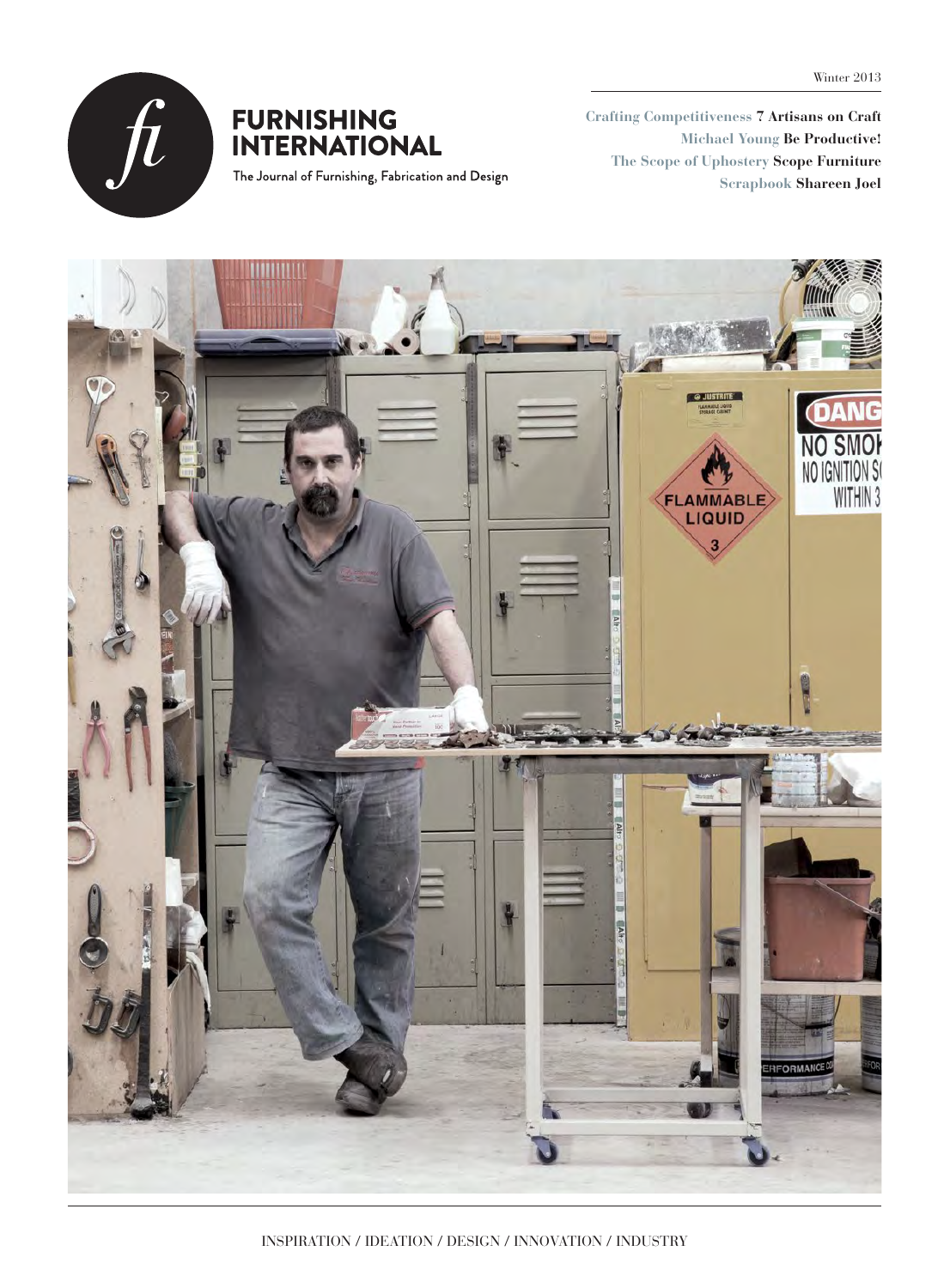Winter 2013

# FURNISHING INTERNATIONAL

The Journal of Furnishing, Fabrication and Design

Crafting Competitiveness **7 Artisans on Craft**

Michael Young **Be Productive!**

The Scope of Uphostery **Scope Furniture**

Scrapbook **Shareen Joel**

INSPIRATION / IDEATION / DESIGN / INNOVATION / INDUSTRY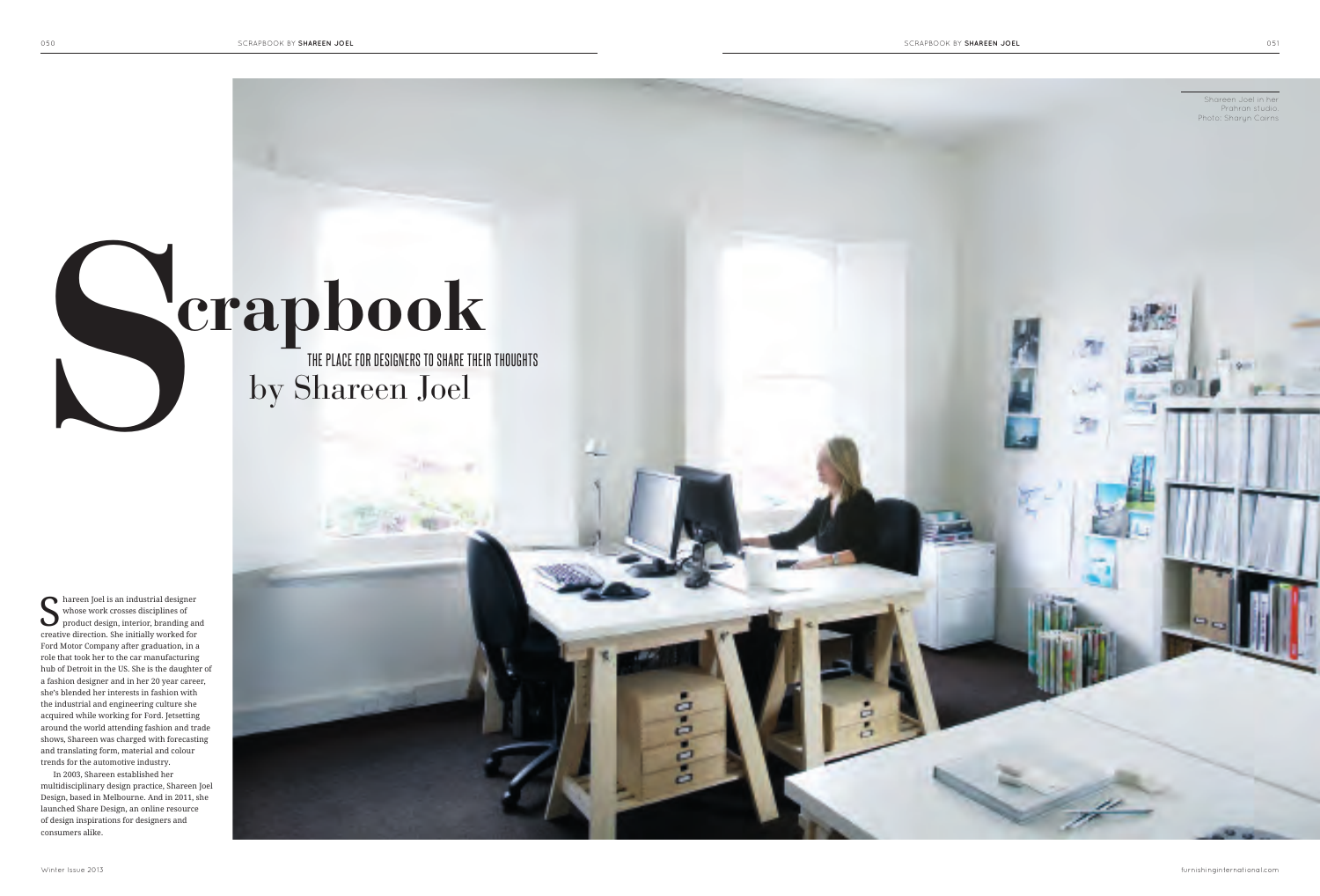# Scrapbook

THE PLACE FOR DESIGNERS TO SHARE THEIR THOUGHTS

## by Shareen Joel

Shareen Joel in her Prahran studio. Photo: Sharyn Cairns

Shareen Joel is an industrial designer whose work crosses disciplines of product design, interior, branding and creative direction. She initially worked for Ford Motor Company after graduation, in a role that took her to the car manufacturing hub of Detroit in the US. She is the daughter of a fashion designer and in her 20 year career, she's blended her interests in fashion with the industrial and engineering culture she acquired while working for Ford. Jetsetting around the world attending fashion and trade shows, Shareen was charged with forecasting and translating form, material and colour trends for the automotive industry.

In 2003, Shareen established her multidisciplinary design practice, Shareen Joel Design, based in Melbourne. And in 2011, she launched Share Design, an online resource of design inspirations for designers and consumers alike.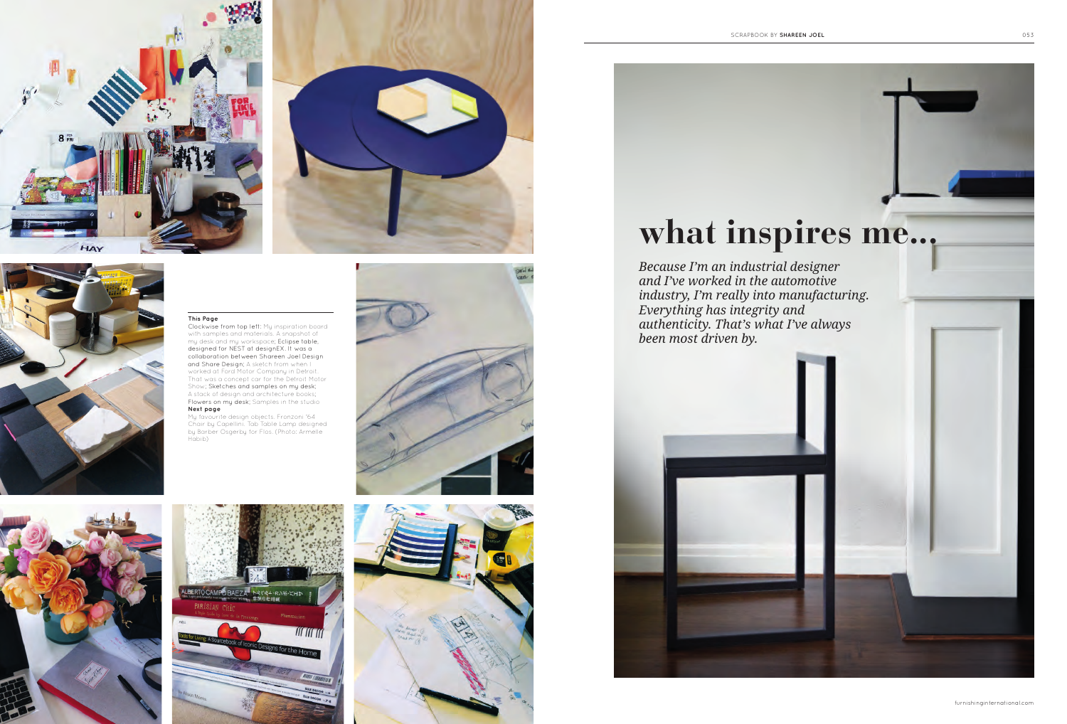**This Page**

Clockwise from top left: My inspiration board with samples and materials. A snapshot of my desk and my workspace; Eclipse table, designed for NEST at designEX. It was a collaboration between Shareen Joel Design and Share Design; A sketch from when I worked at Ford Motor Company in Detroit. That was a concept car for the Detroit Motor Show; Sketches and samples on my desk; A stack of design and architecture books; Flowers on my desk; Samples in the studio

**Next page**

My favourite design objects. Fronzoni '64 Chair by Capellini. Tab Table Lamp designed by Barber Osgerby for Flos. (Photo: Armelle Habib)

# what inspires me...

*Because I'm an industrial designer and I've worked in the automotive industry, I'm really into manufacturing. Everything has integrity and authenticity. That's what I've always been most driven by.*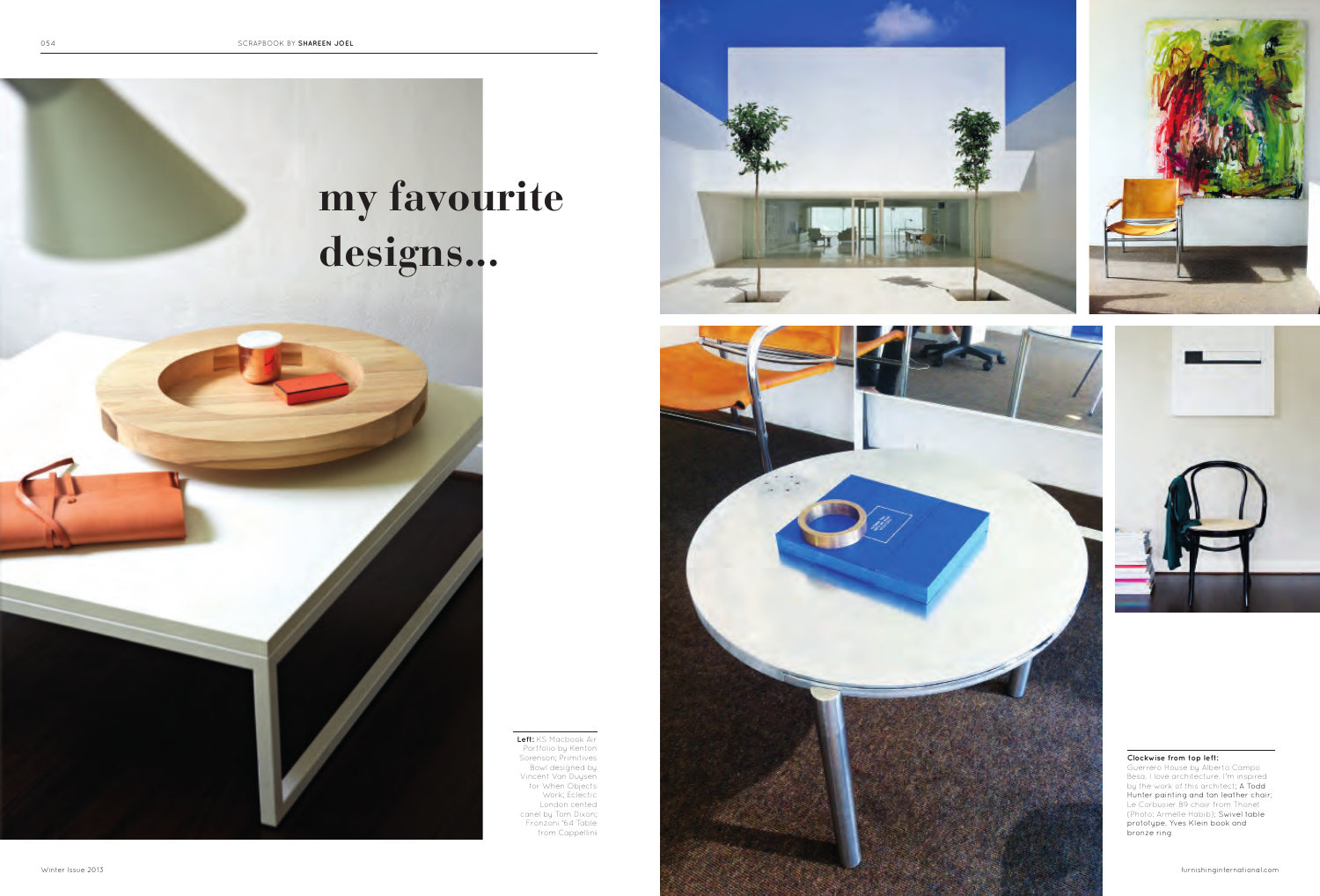# my favourite designs...

**Left:** KS Macbook Air Portfolio by Kenton Sorenson; Primitives Bowl designed by Vincent Van Duysen for When Objects Work; Eclectic London cented canel by Tom Dixon; Franzoni '64 Table from Cappellini

**Clockwise from top left:**
Guerrero House by Alberto Campo Baeza. I love architecture. I'm inspired by the work of this architect; A Todd Hunter painting and tan leather chair; Le Corbusier 89 chair from Thonet (Photo: Armelle Habib); Swivel table prototype, Yves Klein book and bronze ring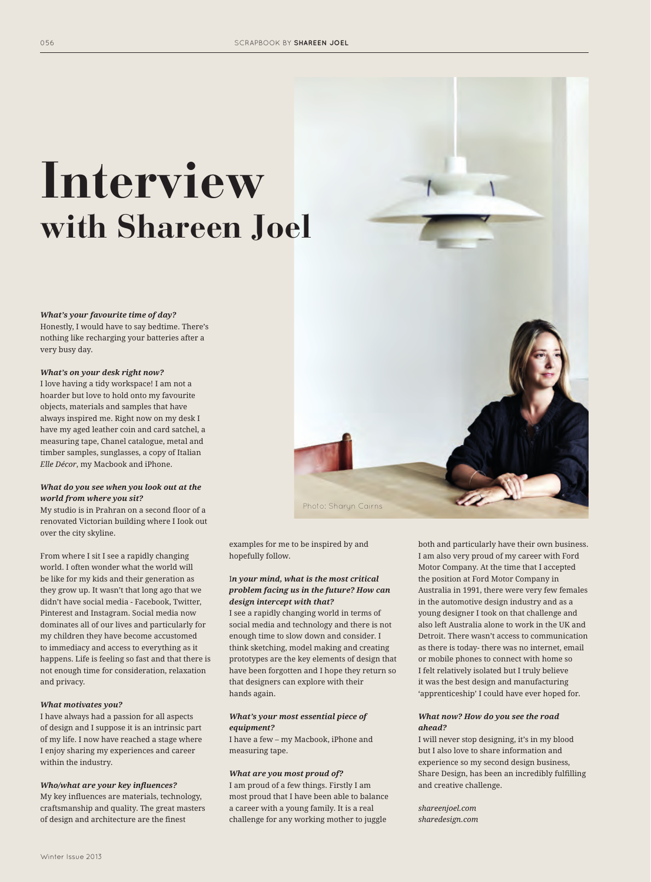# Interview
## with Shareen Joel

Photo: Sharyn Cairns

***What's your favourite time of day?***
Honestly, I would have to say bedtime. There's nothing like recharging your batteries after a very busy day.

***What's on your desk right now?***
I love having a tidy workspace! I am not a hoarder but love to hold onto my favourite objects, materials and samples that have always inspired me. Right now on my desk I have my aged leather coin and card satchel, a measuring tape, Chanel catalogue, metal and timber samples, sunglasses, a copy of Italian *Elle Décor*, my Macbook and iPhone.

***What do you see when you look out at the world from where you sit?***
My studio is in Prahran on a second floor of a renovated Victorian building where I look out over the city skyline.

From where I sit I see a rapidly changing world. I often wonder what the world will be like for my kids and their generation as they grow up. It wasn't that long ago that we didn't have social media - Facebook, Twitter, Pinterest and Instagram. Social media now dominates all of our lives and particularly for my children they have become accustomed to immediacy and access to everything as it happens. Life is feeling so fast and that there is not enough time for consideration, relaxation and privacy.

***What motivates you?***
I have always had a passion for all aspects of design and I suppose it is an intrinsic part of my life. I now have reached a stage where I enjoy sharing my experiences and career within the industry.

***Who/what are your key influences?***
My key influences are materials, technology, craftsmanship and quality. The great masters of design and architecture are the finest examples for me to be inspired by and hopefully follow.

***In your mind, what is the most critical problem facing us in the future? How can design intercept with that?***
I see a rapidly changing world in terms of social media and technology and there is not enough time to slow down and consider. I think sketching, model making and creating prototypes are the key elements of design that have been forgotten and I hope they return so that designers can explore with their hands again.

***What's your most essential piece of equipment?***
I have a few – my Macbook, iPhone and measuring tape.

***What are you most proud of?***
I am proud of a few things. Firstly I am most proud that I have been able to balance a career with a young family. It is a real challenge for any working mother to juggle both and particularly have their own business. I am also very proud of my career with Ford Motor Company. At the time that I accepted the position at Ford Motor Company in Australia in 1991, there were very few females in the automotive design industry and as a young designer I took on that challenge and also left Australia alone to work in the UK and Detroit. There wasn't access to communication as there is today- there was no internet, email or mobile phones to connect with home so I felt relatively isolated but I truly believe it was the best design and manufacturing 'apprenticeship' I could have ever hoped for.

***What now? How do you see the road ahead?***
I will never stop designing, it's in my blood but I also love to share information and experience so my second design business, Share Design, has been an incredibly fulfilling and creative challenge.

*shareenjoel.com*
*sharedesign.com*